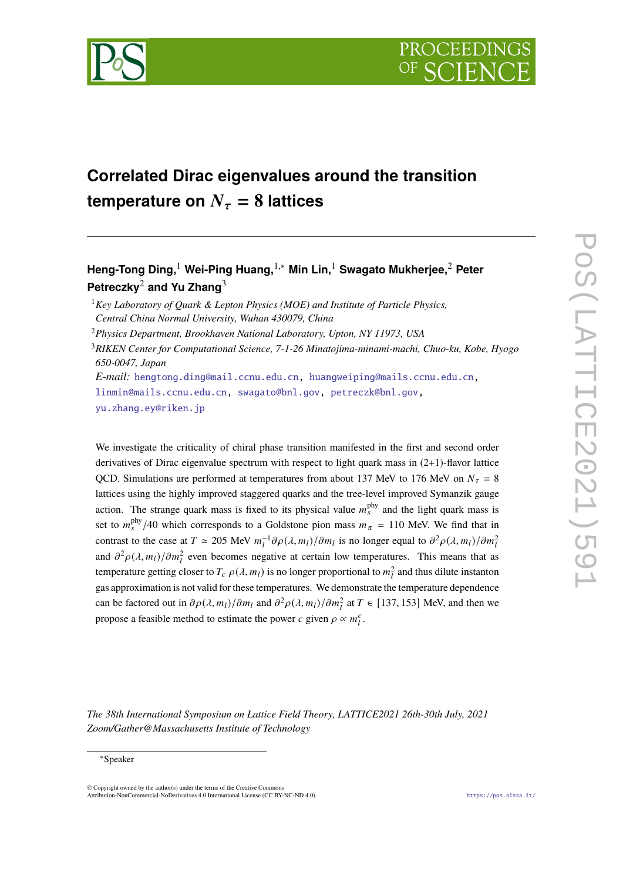# Correlated Dirac eigenvalues around the transition temperature on $N_\tau = 8$ lattices

**Heng-Tong Ding,**[1] **Wei-Ping Huang,**[1,*] **Min Lin,**[1] **Swagato Mukherjee,**[2] **Peter Petreczky**[2] **and Yu Zhang**[3]

[1]*Key Laboratory of Quark & Lepton Physics (MOE) and Institute of Particle Physics, Central China Normal University, Wuhan 430079, China*

[2]*Physics Department, Brookhaven National Laboratory, Upton, NY 11973, USA*

[3]*RIKEN Center for Computational Science, 7-1-26 Minatojima-minami-machi, Chuo-ku, Kobe, Hyogo 650-0047, Japan*

*E-mail:* hengtong.ding@mail.ccnu.edu.cn, huangweiping@mails.ccnu.edu.cn, linmin@mails.ccnu.edu.cn, swagato@bnl.gov, petreczk@bnl.gov, yu.zhang.ey@riken.jp

We investigate the criticality of chiral phase transition manifested in the first and second order derivatives of Dirac eigenvalue spectrum with respect to light quark mass in (2+1)-flavor lattice QCD. Simulations are performed at temperatures from about 137 MeV to 176 MeV on $N_\tau = 8$ lattices using the highly improved staggered quarks and the tree-level improved Symanzik gauge action. The strange quark mass is fixed to its physical value $m_s^{\text{phy}}$ and the light quark mass is set to $m_s^{\text{phy}}/40$ which corresponds to a Goldstone pion mass $m_\pi = 110$ MeV. We find that in contrast to the case at $T \simeq 205$ MeV $m_l^{-1}\partial\rho(\lambda, m_l)/\partial m_l$ is no longer equal to $\partial^2\rho(\lambda, m_l)/\partial m_l^2$ and $\partial^2\rho(\lambda, m_l)/\partial m_l^2$ even becomes negative at certain low temperatures. This means that as temperature getting closer to $T_c$ $\rho(\lambda, m_l)$ is no longer proportional to $m_l^2$ and thus dilute instanton gas approximation is not valid for these temperatures. We demonstrate the temperature dependence can be factored out in $\partial\rho(\lambda, m_l)/\partial m_l$ and $\partial^2\rho(\lambda, m_l)/\partial m_l^2$ at $T \in [137, 153]$ MeV, and then we propose a feasible method to estimate the power $c$ given $\rho \propto m_l^c$.

*The 38th International Symposium on Lattice Field Theory, LATTICE2021 26th-30th July, 2021 Zoom/Gather@Massachusetts Institute of Technology*

*Speaker

© Copyright owned by the author(s) under the terms of the Creative Commons Attribution-NonCommercial-NoDerivatives 4.0 International License (CC BY-NC-ND 4.0).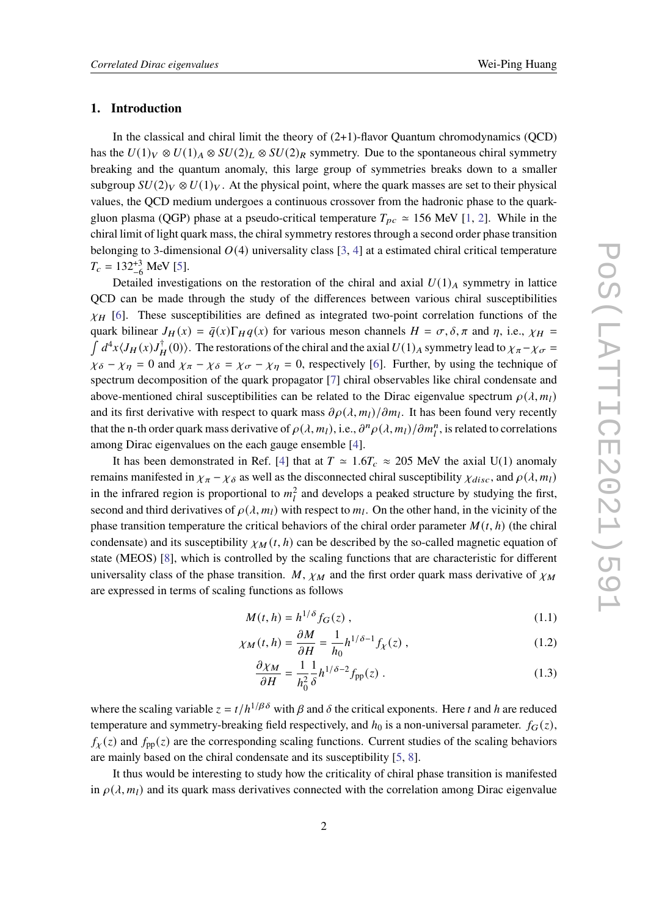## 1. Introduction

In the classical and chiral limit the theory of (2+1)-flavor Quantum chromodynamics (QCD) has the $U(1)_V \otimes U(1)_A \otimes SU(2)_L \otimes SU(2)_R$ symmetry. Due to the spontaneous chiral symmetry breaking and the quantum anomaly, this large group of symmetries breaks down to a smaller subgroup $SU(2)_V \otimes U(1)_V$. At the physical point, where the quark masses are set to their physical values, the QCD medium undergoes a continuous crossover from the hadronic phase to the quark-gluon plasma (QGP) phase at a pseudo-critical temperature $T_{pc} \simeq 156$ MeV [1, 2]. While in the chiral limit of light quark mass, the chiral symmetry restores through a second order phase transition belonging to 3-dimensional $O(4)$ universality class [3, 4] at a estimated chiral critical temperature $T_c = 132^{+3}_{-6}$ MeV [5].

Detailed investigations on the restoration of the chiral and axial $U(1)_A$ symmetry in lattice QCD can be made through the study of the differences between various chiral susceptibilities $\chi_H$ [6]. These susceptibilities are defined as integrated two-point correlation functions of the quark bilinear $J_H(x) = \bar{q}(x)\Gamma_H q(x)$ for various meson channels $H = \sigma, \delta, \pi$ and $\eta$, i.e., $\chi_H = \int d^4x \langle J_H(x) J_H^\dagger(0)\rangle$. The restorations of the chiral and the axial $U(1)_A$ symmetry lead to $\chi_\pi - \chi_\sigma = \chi_\delta - \chi_\eta = 0$ and $\chi_\pi - \chi_\delta = \chi_\sigma - \chi_\eta = 0$, respectively [6]. Further, by using the technique of spectrum decomposition of the quark propagator [7] chiral observables like chiral condensate and above-mentioned chiral susceptibilities can be related to the Dirac eigenvalue spectrum $\rho(\lambda, m_l)$ and its first derivative with respect to quark mass $\partial\rho(\lambda, m_l)/\partial m_l$. It has been found very recently that the n-th order quark mass derivative of $\rho(\lambda, m_l)$, i.e., $\partial^n \rho(\lambda, m_l)/\partial m_l^n$, is related to correlations among Dirac eigenvalues on the each gauge ensemble [4].

It has been demonstrated in Ref. [4] that at $T \simeq 1.6 T_c \approx 205$ MeV the axial U(1) anomaly remains manifested in $\chi_\pi - \chi_\delta$ as well as the disconnected chiral susceptibility $\chi_{disc}$, and $\rho(\lambda, m_l)$ in the infrared region is proportional to $m_l^2$ and develops a peaked structure by studying the first, second and third derivatives of $\rho(\lambda, m_l)$ with respect to $m_l$. On the other hand, in the vicinity of the phase transition temperature the critical behaviors of the chiral order parameter $M(t, h)$ (the chiral condensate) and its susceptibility $\chi_M(t, h)$ can be described by the so-called magnetic equation of state (MEOS) [8], which is controlled by the scaling functions that are characteristic for different universality class of the phase transition. $M$, $\chi_M$ and the first order quark mass derivative of $\chi_M$ are expressed in terms of scaling functions as follows

$$M(t, h) = h^{1/\delta} f_G(z) , \tag{1.1}$$

$$\chi_M(t, h) = \frac{\partial M}{\partial H} = \frac{1}{h_0} h^{1/\delta - 1} f_\chi(z) , \tag{1.2}$$

$$\frac{\partial \chi_M}{\partial H} = \frac{1}{h_0^2} \frac{1}{\delta} h^{1/\delta - 2} f_{\rm pp}(z) . \tag{1.3}$$

where the scaling variable $z = t/h^{1/\beta\delta}$ with $\beta$ and $\delta$ the critical exponents. Here $t$ and $h$ are reduced temperature and symmetry-breaking field respectively, and $h_0$ is a non-universal parameter. $f_G(z)$, $f_\chi(z)$ and $f_{\rm pp}(z)$ are the corresponding scaling functions. Current studies of the scaling behaviors are mainly based on the chiral condensate and its susceptibility [5, 8].

It thus would be interesting to study how the criticality of chiral phase transition is manifested in $\rho(\lambda, m_l)$ and its quark mass derivatives connected with the correlation among Dirac eigenvalue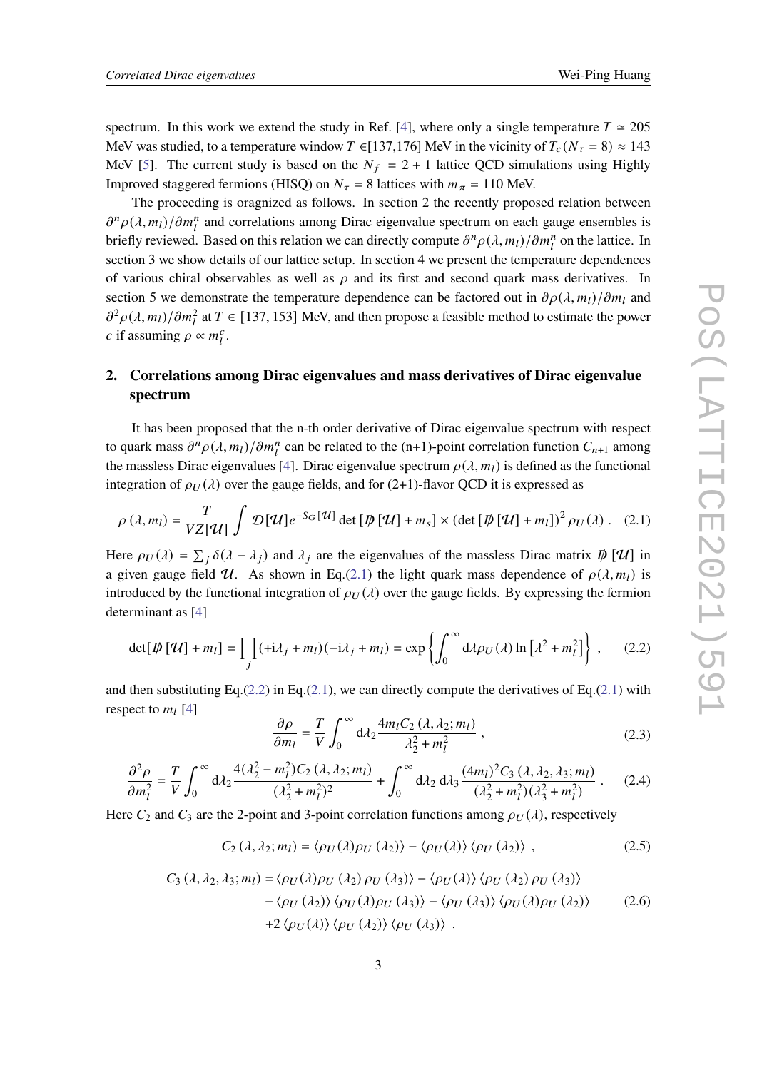spectrum. In this work we extend the study in Ref. [4], where only a single temperature $T \simeq 205$ MeV was studied, to a temperature window $T \in$[137,176] MeV in the vicinity of $T_c(N_\tau = 8) \approx 143$ MeV [5]. The current study is based on the $N_f = 2+1$ lattice QCD simulations using Highly Improved staggered fermions (HISQ) on $N_\tau = 8$ lattices with $m_\pi = 110$ MeV.

The proceeding is oragnized as follows. In section 2 the recently proposed relation between $\partial^n \rho(\lambda, m_l)/\partial m_l^n$ and correlations among Dirac eigenvalue spectrum on each gauge ensembles is briefly reviewed. Based on this relation we can directly compute $\partial^n \rho(\lambda, m_l)/\partial m_l^n$ on the lattice. In section 3 we show details of our lattice setup. In section 4 we present the temperature dependences of various chiral observables as well as $\rho$ and its first and second quark mass derivatives. In section 5 we demonstrate the temperature dependence can be factored out in $\partial \rho(\lambda, m_l)/\partial m_l$ and $\partial^2 \rho(\lambda, m_l)/\partial m_l^2$ at $T \in [137, 153]$ MeV, and then propose a feasible method to estimate the power $c$ if assuming $\rho \propto m_l^c$.

## 2. Correlations among Dirac eigenvalues and mass derivatives of Dirac eigenvalue spectrum

It has been proposed that the n-th order derivative of Dirac eigenvalue spectrum with respect to quark mass $\partial^n \rho(\lambda, m_l)/\partial m_l^n$ can be related to the (n+1)-point correlation function $C_{n+1}$ among the massless Dirac eigenvalues [4]. Dirac eigenvalue spectrum $\rho(\lambda, m_l)$ is defined as the functional integration of $\rho_U(\lambda)$ over the gauge fields, and for (2+1)-flavor QCD it is expressed as

$$\rho(\lambda, m_l) = \frac{T}{VZ[\mathcal{U}]} \int \mathcal{D}[\mathcal{U}] e^{-S_G[\mathcal{U}]} \det[\not{D}[\mathcal{U}] + m_s] \times (\det[\not{D}[\mathcal{U}] + m_l])^2 \rho_U(\lambda) \,. \quad (2.1)$$

Here $\rho_U(\lambda) = \sum_j \delta(\lambda - \lambda_j)$ and $\lambda_j$ are the eigenvalues of the massless Dirac matrix $\not{D}[\mathcal{U}]$ in a given gauge field $\mathcal{U}$. As shown in Eq.(2.1) the light quark mass dependence of $\rho(\lambda, m_l)$ is introduced by the functional integration of $\rho_U(\lambda)$ over the gauge fields. By expressing the fermion determinant as [4]

$$\det[\not{D}[\mathcal{U}] + m_l] = \prod_j (+\mathrm{i}\lambda_j + m_l)(-\mathrm{i}\lambda_j + m_l) = \exp\left\{\int_0^\infty \mathrm{d}\lambda \rho_U(\lambda) \ln\left[\lambda^2 + m_l^2\right]\right\}, \quad (2.2)$$

and then substituting Eq.(2.2) in Eq.(2.1), we can directly compute the derivatives of Eq.(2.1) with respect to $m_l$ [4]

$$\frac{\partial \rho}{\partial m_l} = \frac{T}{V} \int_0^\infty \mathrm{d}\lambda_2 \frac{4 m_l C_2(\lambda, \lambda_2; m_l)}{\lambda_2^2 + m_l^2} \,, \quad (2.3)$$

$$\frac{\partial^2 \rho}{\partial m_l^2} = \frac{T}{V} \int_0^\infty \mathrm{d}\lambda_2 \frac{4(\lambda_2^2 - m_l^2) C_2(\lambda, \lambda_2; m_l)}{(\lambda_2^2 + m_l^2)^2} + \int_0^\infty \mathrm{d}\lambda_2 \, \mathrm{d}\lambda_3 \frac{(4m_l)^2 C_3(\lambda, \lambda_2, \lambda_3; m_l)}{(\lambda_2^2 + m_l^2)(\lambda_3^2 + m_l^2)} \,. \quad (2.4)$$

Here $C_2$ and $C_3$ are the 2-point and 3-point correlation functions among $\rho_U(\lambda)$, respectively

$$C_2(\lambda, \lambda_2; m_l) = \langle \rho_U(\lambda) \rho_U(\lambda_2) \rangle - \langle \rho_U(\lambda) \rangle \langle \rho_U(\lambda_2) \rangle \,, \quad (2.5)$$

$$\begin{aligned} C_3(\lambda, \lambda_2, \lambda_3; m_l) = & \langle \rho_U(\lambda) \rho_U(\lambda_2) \rho_U(\lambda_3) \rangle - \langle \rho_U(\lambda) \rangle \langle \rho_U(\lambda_2) \rho_U(\lambda_3) \rangle \\ & - \langle \rho_U(\lambda_2) \rangle \langle \rho_U(\lambda) \rho_U(\lambda_3) \rangle - \langle \rho_U(\lambda_3) \rangle \langle \rho_U(\lambda) \rho_U(\lambda_2) \rangle \\ & + 2 \langle \rho_U(\lambda) \rangle \langle \rho_U(\lambda_2) \rangle \langle \rho_U(\lambda_3) \rangle \,. \end{aligned} \quad (2.6)$$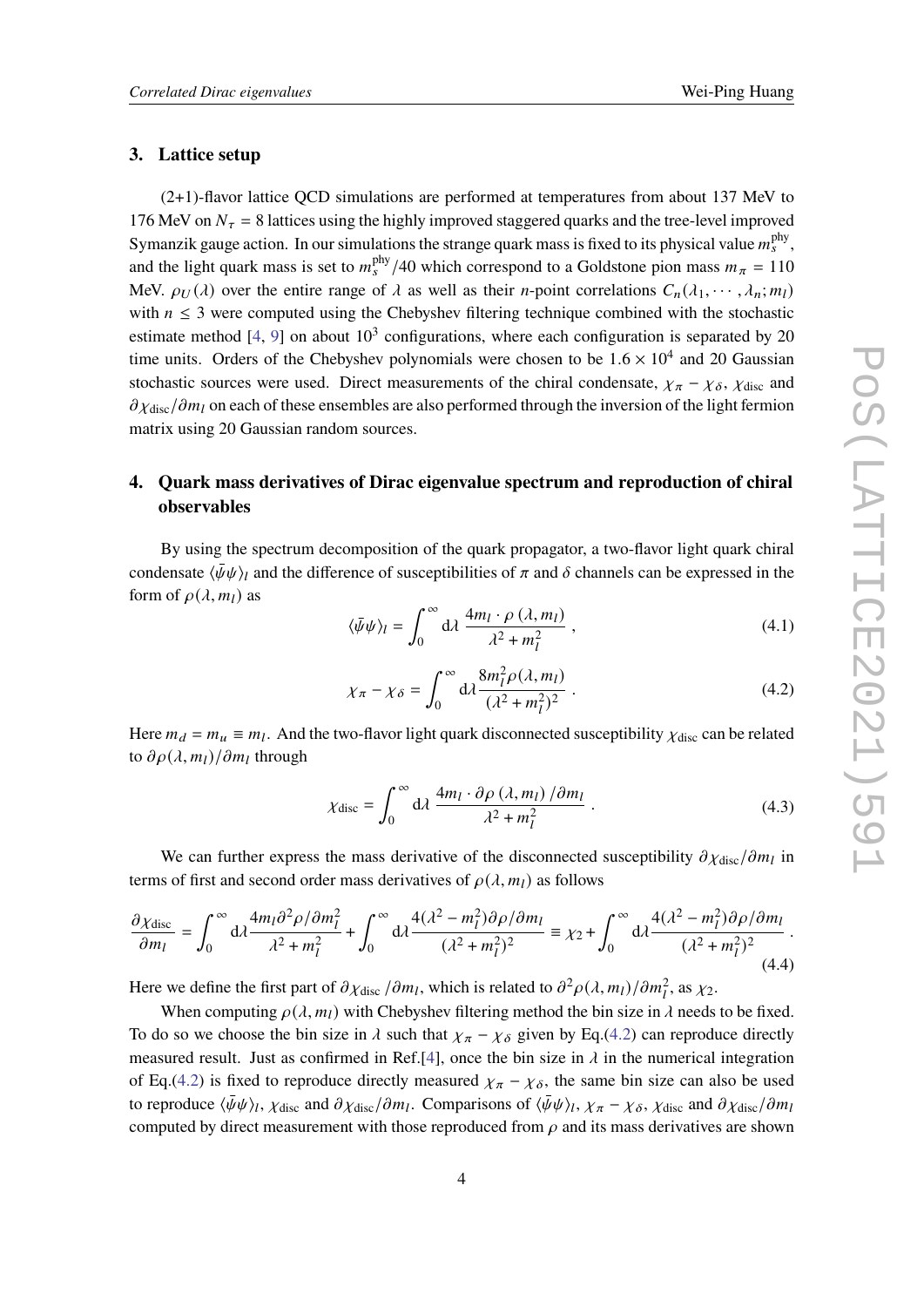## 3. Lattice setup

(2+1)-flavor lattice QCD simulations are performed at temperatures from about 137 MeV to 176 MeV on $N_\tau = 8$ lattices using the highly improved staggered quarks and the tree-level improved Symanzik gauge action. In our simulations the strange quark mass is fixed to its physical value $m_s^{\rm phy}$, and the light quark mass is set to $m_s^{\rm phy}/40$ which correspond to a Goldstone pion mass $m_\pi = 110$ MeV. $\rho_U(\lambda)$ over the entire range of $\lambda$ as well as their $n$-point correlations $C_n(\lambda_1, \cdots, \lambda_n; m_l)$ with $n \leq 3$ were computed using the Chebyshev filtering technique combined with the stochastic estimate method [4, 9] on about $10^3$ configurations, where each configuration is separated by 20 time units. Orders of the Chebyshev polynomials were chosen to be $1.6 \times 10^4$ and 20 Gaussian stochastic sources were used. Direct measurements of the chiral condensate, $\chi_\pi - \chi_\delta$, $\chi_{\rm disc}$ and $\partial\chi_{\rm disc}/\partial m_l$ on each of these ensembles are also performed through the inversion of the light fermion matrix using 20 Gaussian random sources.

## 4. Quark mass derivatives of Dirac eigenvalue spectrum and reproduction of chiral observables

By using the spectrum decomposition of the quark propagator, a two-flavor light quark chiral condensate $\langle\bar\psi\psi\rangle_l$ and the difference of susceptibilities of $\pi$ and $\delta$ channels can be expressed in the form of $\rho(\lambda, m_l)$ as

$$\langle\bar\psi\psi\rangle_l = \int_0^\infty {\rm d}\lambda \, \frac{4m_l \cdot \rho\,(\lambda, m_l)}{\lambda^2 + m_l^2} \,, \tag{4.1}$$

$$\chi_\pi - \chi_\delta = \int_0^\infty {\rm d}\lambda \frac{8m_l^2 \rho(\lambda, m_l)}{(\lambda^2 + m_l^2)^2} \,. \tag{4.2}$$

Here $m_d = m_u \equiv m_l$. And the two-flavor light quark disconnected susceptibility $\chi_{\rm disc}$ can be related to $\partial\rho(\lambda, m_l)/\partial m_l$ through

$$\chi_{\rm disc} = \int_0^\infty {\rm d}\lambda \, \frac{4m_l \cdot \partial\rho\,(\lambda, m_l)\,/\partial m_l}{\lambda^2 + m_l^2} \,. \tag{4.3}$$

We can further express the mass derivative of the disconnected susceptibility $\partial\chi_{\rm disc}/\partial m_l$ in terms of first and second order mass derivatives of $\rho(\lambda, m_l)$ as follows

$$\frac{\partial\chi_{\rm disc}}{\partial m_l} = \int_0^\infty {\rm d}\lambda \frac{4m_l \partial^2\rho/\partial m_l^2}{\lambda^2 + m_l^2} + \int_0^\infty {\rm d}\lambda \frac{4(\lambda^2 - m_l^2)\partial\rho/\partial m_l}{(\lambda^2 + m_l^2)^2} \equiv \chi_2 + \int_0^\infty {\rm d}\lambda \frac{4(\lambda^2 - m_l^2)\partial\rho/\partial m_l}{(\lambda^2 + m_l^2)^2} \,. \tag{4.4}$$

Here we define the first part of $\partial\chi_{\rm disc}/\partial m_l$, which is related to $\partial^2\rho(\lambda, m_l)/\partial m_l^2$, as $\chi_2$.

When computing $\rho(\lambda, m_l)$ with Chebyshev filtering method the bin size in $\lambda$ needs to be fixed. To do so we choose the bin size in $\lambda$ such that $\chi_\pi - \chi_\delta$ given by Eq.(4.2) can reproduce directly measured result. Just as confirmed in Ref.[4], once the bin size in $\lambda$ in the numerical integration of Eq.(4.2) is fixed to reproduce directly measured $\chi_\pi - \chi_\delta$, the same bin size can also be used to reproduce $\langle\bar\psi\psi\rangle_l$, $\chi_{\rm disc}$ and $\partial\chi_{\rm disc}/\partial m_l$. Comparisons of $\langle\bar\psi\psi\rangle_l$, $\chi_\pi - \chi_\delta$, $\chi_{\rm disc}$ and $\partial\chi_{\rm disc}/\partial m_l$ computed by direct measurement with those reproduced from $\rho$ and its mass derivatives are shown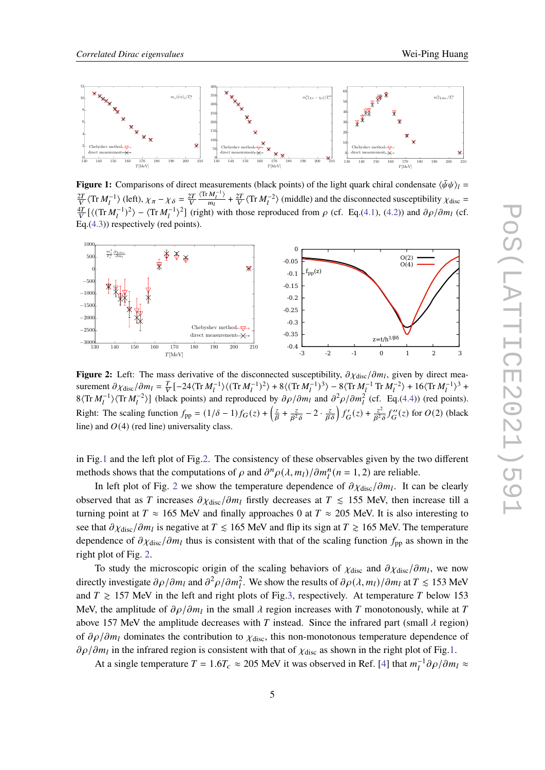**Figure 1:** Comparisons of direct measurements (black points) of the light quark chiral condensate $\langle\bar{\psi}\psi\rangle_l = \frac{2T}{V}\langle \mathrm{Tr}\, M_l^{-1}\rangle$ (left), $\chi_\pi - \chi_\delta = \frac{2T}{V}\frac{\langle \mathrm{Tr}\, M_l^{-1}\rangle}{m_l} + \frac{2T}{V}\langle \mathrm{Tr}\, M_l^{-2}\rangle$ (middle) and the disconnected susceptibility $\chi_{\rm disc} = \frac{4T}{V}[\langle(\mathrm{Tr}\, M_l^{-1})^2\rangle - \langle \mathrm{Tr}\, M_l^{-1}\rangle^2]$ (right) with those reproduced from $\rho$ (cf. Eq.(4.1), (4.2)) and $\partial\rho/\partial m_l$ (cf. Eq.(4.3)) respectively (red points).

**Figure 2:** Left: The mass derivative of the disconnected susceptibility, $\partial\chi_{\rm disc}/\partial m_l$, given by direct measurement $\partial\chi_{\rm disc}/\partial m_l = \frac{T}{V}[-24\langle \mathrm{Tr}\, M_l^{-1}\rangle\langle(\mathrm{Tr}\, M_l^{-1})^2\rangle + 8\langle(\mathrm{Tr}\, M_l^{-1})^3\rangle - 8\langle \mathrm{Tr}\, M_l^{-1}\, \mathrm{Tr}\, M_l^{-2}\rangle + 16\langle \mathrm{Tr}\, M_l^{-1}\rangle^3 + 8\langle \mathrm{Tr}\, M_l^{-1}\rangle\langle \mathrm{Tr}\, M_l^{-2}\rangle]$ (black points) and reproduced by $\partial\rho/\partial m_l$ and $\partial^2\rho/\partial m_l^2$ (cf. Eq.(4.4)) (red points). Right: The scaling function $f_{\rm pp} = (1/\delta - 1) f_G(z) + \left(\frac{z}{\beta} + \frac{z}{\beta^2\delta} - 2\cdot\frac{z}{\beta\delta}\right) f_G'(z) + \frac{z^2}{\beta^2\delta} f_G''(z)$ for $O(2)$ (black line) and $O(4)$ (red line) universality class.

in Fig.1 and the left plot of Fig.2. The consistency of these observables given by the two different methods shows that the computations of $\rho$ and $\partial^n\rho(\lambda, m_l)/\partial m_l^n (n = 1, 2)$ are reliable.

In left plot of Fig. 2 we show the temperature dependence of $\partial\chi_{\rm disc}/\partial m_l$. It can be clearly observed that as $T$ increases $\partial\chi_{\rm disc}/\partial m_l$ firstly decreases at $T \lesssim 155$ MeV, then increase till a turning point at $T \approx 165$ MeV and finally approaches 0 at $T \approx 205$ MeV. It is also interesting to see that $\partial\chi_{\rm disc}/\partial m_l$ is negative at $T \lesssim 165$ MeV and flip its sign at $T \gtrsim 165$ MeV. The temperature dependence of $\partial\chi_{\rm disc}/\partial m_l$ thus is consistent with that of the scaling function $f_{\rm pp}$ as shown in the right plot of Fig. 2.

To study the microscopic origin of the scaling behaviors of $\chi_{\rm disc}$ and $\partial\chi_{\rm disc}/\partial m_l$, we now directly investigate $\partial\rho/\partial m_l$ and $\partial^2\rho/\partial m_l^2$. We show the results of $\partial\rho(\lambda, m_l)/\partial m_l$ at $T \lesssim 153$ MeV and $T \gtrsim 157$ MeV in the left and right plots of Fig.3, respectively. At temperature $T$ below 153 MeV, the amplitude of $\partial\rho/\partial m_l$ in the small $\lambda$ region increases with $T$ monotonously, while at $T$ above 157 MeV the amplitude decreases with $T$ instead. Since the infrared part (small $\lambda$ region) of $\partial\rho/\partial m_l$ dominates the contribution to $\chi_{\rm disc}$, this non-monotonous temperature dependence of $\partial\rho/\partial m_l$ in the infrared region is consistent with that of $\chi_{\rm disc}$ as shown in the right plot of Fig.1.

At a single temperature $T = 1.6T_c \approx 205$ MeV it was observed in Ref. [4] that $m_l^{-1}\partial\rho/\partial m_l \approx$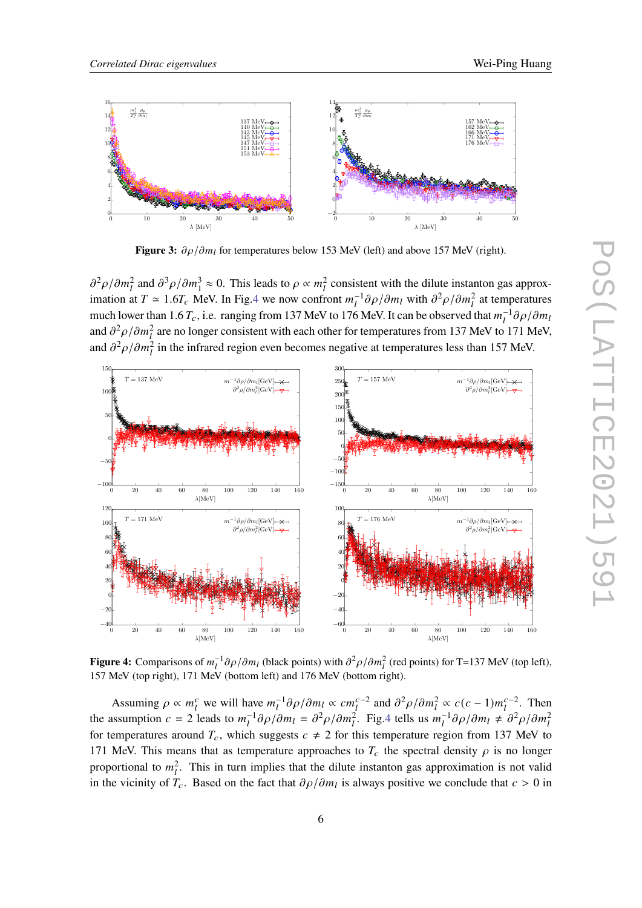**Figure 3:** $\partial\rho/\partial m_l$ for temperatures below 153 MeV (left) and above 157 MeV (right).

$\partial^2\rho/\partial m_l^2$ and $\partial^3\rho/\partial m_1^3 \approx 0$. This leads to $\rho \propto m_l^2$ consistent with the dilute instanton gas approximation at $T \simeq 1.6 T_c$ MeV. In Fig.4 we now confront $m_l^{-1}\partial\rho/\partial m_l$ with $\partial^2\rho/\partial m_l^2$ at temperatures much lower than $1.6\,T_c$, i.e. ranging from 137 MeV to 176 MeV. It can be observed that $m_l^{-1}\partial\rho/\partial m_l$ and $\partial^2\rho/\partial m_l^2$ are no longer consistent with each other for temperatures from 137 MeV to 171 MeV, and $\partial^2\rho/\partial m_l^2$ in the infrared region even becomes negative at temperatures less than 157 MeV.

**Figure 4:** Comparisons of $m_l^{-1}\partial\rho/\partial m_l$ (black points) with $\partial^2\rho/\partial m_l^2$ (red points) for T=137 MeV (top left), 157 MeV (top right), 171 MeV (bottom left) and 176 MeV (bottom right).

Assuming $\rho \propto m_l^c$ we will have $m_l^{-1}\partial\rho/\partial m_l \propto c m_l^{c-2}$ and $\partial^2\rho/\partial m_l^2 \propto c(c-1)m_l^{c-2}$. Then the assumption $c = 2$ leads to $m_l^{-1}\partial\rho/\partial m_l = \partial^2\rho/\partial m_l^2$. Fig.4 tells us $m_l^{-1}\partial\rho/\partial m_l \neq \partial^2\rho/\partial m_l^2$ for temperatures around $T_c$, which suggests $c \neq 2$ for this temperature region from 137 MeV to 171 MeV. This means that as temperature approaches to $T_c$ the spectral density $\rho$ is no longer proportional to $m_l^2$. This in turn implies that the dilute instanton gas approximation is not valid in the vicinity of $T_c$. Based on the fact that $\partial\rho/\partial m_l$ is always positive we conclude that $c > 0$ in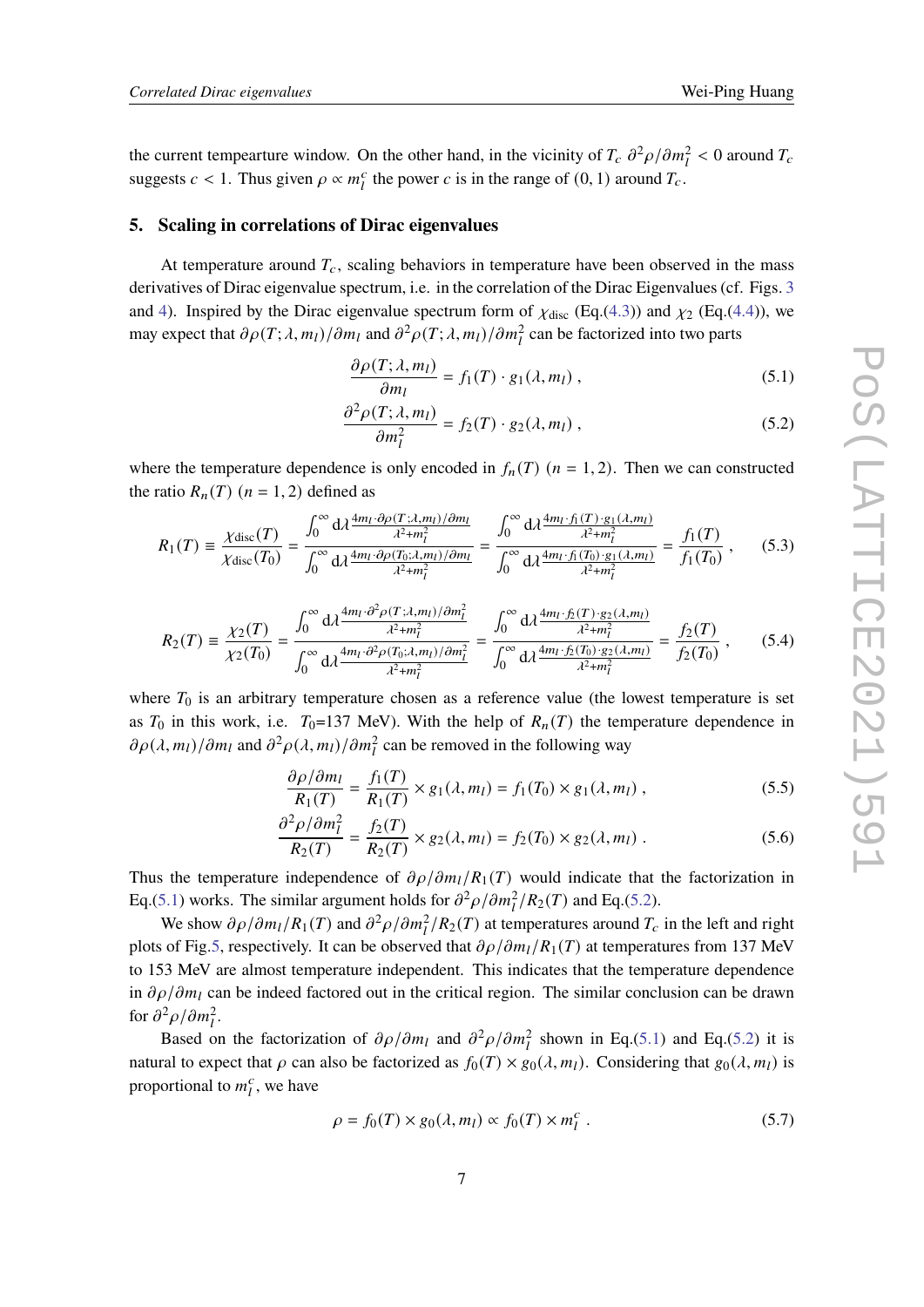the current tempearture window. On the other hand, in the vicinity of $T_c$ $\partial^2\rho/\partial m_l^2 < 0$ around $T_c$ suggests $c < 1$. Thus given $\rho \propto m_l^c$ the power $c$ is in the range of $(0, 1)$ around $T_c$.

## 5. Scaling in correlations of Dirac eigenvalues

At temperature around $T_c$, scaling behaviors in temperature have been observed in the mass derivatives of Dirac eigenvalue spectrum, i.e. in the correlation of the Dirac Eigenvalues (cf. Figs. 3 and 4). Inspired by the Dirac eigenvalue spectrum form of $\chi_{\rm disc}$ (Eq.(4.3)) and $\chi_2$ (Eq.(4.4)), we may expect that $\partial\rho(T;\lambda,m_l)/\partial m_l$ and $\partial^2\rho(T;\lambda,m_l)/\partial m_l^2$ can be factorized into two parts

$$\frac{\partial\rho(T;\lambda,m_l)}{\partial m_l} = f_1(T)\cdot g_1(\lambda,m_l)\,, \tag{5.1}$$

$$\frac{\partial^2\rho(T;\lambda,m_l)}{\partial m_l^2} = f_2(T)\cdot g_2(\lambda,m_l)\,, \tag{5.2}$$

where the temperature dependence is only encoded in $f_n(T)$ $(n = 1, 2)$. Then we can constructed the ratio $R_n(T)$ $(n = 1, 2)$ defined as

$$R_1(T) \equiv \frac{\chi_{\rm disc}(T)}{\chi_{\rm disc}(T_0)} = \frac{\int_0^\infty {\rm d}\lambda \frac{4m_l\cdot\partial\rho(T;\lambda,m_l)/\partial m_l}{\lambda^2+m_l^2}}{\int_0^\infty {\rm d}\lambda \frac{4m_l\cdot\partial\rho(T_0;\lambda,m_l)/\partial m_l}{\lambda^2+m_l^2}} = \frac{\int_0^\infty {\rm d}\lambda \frac{4m_l\cdot f_1(T)\cdot g_1(\lambda,m_l)}{\lambda^2+m_l^2}}{\int_0^\infty {\rm d}\lambda \frac{4m_l\cdot f_1(T_0)\cdot g_1(\lambda,m_l)}{\lambda^2+m_l^2}} = \frac{f_1(T)}{f_1(T_0)}\,, \tag{5.3}$$

$$R_2(T) \equiv \frac{\chi_2(T)}{\chi_2(T_0)} = \frac{\int_0^\infty {\rm d}\lambda \frac{4m_l\cdot\partial^2\rho(T;\lambda,m_l)/\partial m_l^2}{\lambda^2+m_l^2}}{\int_0^\infty {\rm d}\lambda \frac{4m_l\cdot\partial^2\rho(T_0;\lambda,m_l)/\partial m_l^2}{\lambda^2+m_l^2}} = \frac{\int_0^\infty {\rm d}\lambda \frac{4m_l\cdot f_2(T)\cdot g_2(\lambda,m_l)}{\lambda^2+m_l^2}}{\int_0^\infty {\rm d}\lambda \frac{4m_l\cdot f_2(T_0)\cdot g_2(\lambda,m_l)}{\lambda^2+m_l^2}} = \frac{f_2(T)}{f_2(T_0)}\,, \tag{5.4}$$

where $T_0$ is an arbitrary temperature chosen as a reference value (the lowest temperature is set as $T_0$ in this work, i.e. $T_0$=137 MeV). With the help of $R_n(T)$ the temperature dependence in $\partial\rho(\lambda,m_l)/\partial m_l$ and $\partial^2\rho(\lambda,m_l)/\partial m_l^2$ can be removed in the following way

$$\frac{\partial\rho/\partial m_l}{R_1(T)} = \frac{f_1(T)}{R_1(T)}\times g_1(\lambda,m_l) = f_1(T_0)\times g_1(\lambda,m_l)\,, \tag{5.5}$$

$$\frac{\partial^2\rho/\partial m_l^2}{R_2(T)} = \frac{f_2(T)}{R_2(T)}\times g_2(\lambda,m_l) = f_2(T_0)\times g_2(\lambda,m_l)\,. \tag{5.6}$$

Thus the temperature independence of $\partial\rho/\partial m_l/R_1(T)$ would indicate that the factorization in Eq.(5.1) works. The similar argument holds for $\partial^2\rho/\partial m_l^2/R_2(T)$ and Eq.(5.2).

We show $\partial\rho/\partial m_l/R_1(T)$ and $\partial^2\rho/\partial m_l^2/R_2(T)$ at temperatures around $T_c$ in the left and right plots of Fig.5, respectively. It can be observed that $\partial\rho/\partial m_l/R_1(T)$ at temperatures from 137 MeV to 153 MeV are almost temperature independent. This indicates that the temperature dependence in $\partial\rho/\partial m_l$ can be indeed factored out in the critical region. The similar conclusion can be drawn for $\partial^2\rho/\partial m_l^2$.

Based on the factorization of $\partial\rho/\partial m_l$ and $\partial^2\rho/\partial m_l^2$ shown in Eq.(5.1) and Eq.(5.2) it is natural to expect that $\rho$ can also be factorized as $f_0(T)\times g_0(\lambda,m_l)$. Considering that $g_0(\lambda,m_l)$ is proportional to $m_l^c$, we have

$$\rho = f_0(T)\times g_0(\lambda,m_l) \propto f_0(T)\times m_l^c\,. \tag{5.7}$$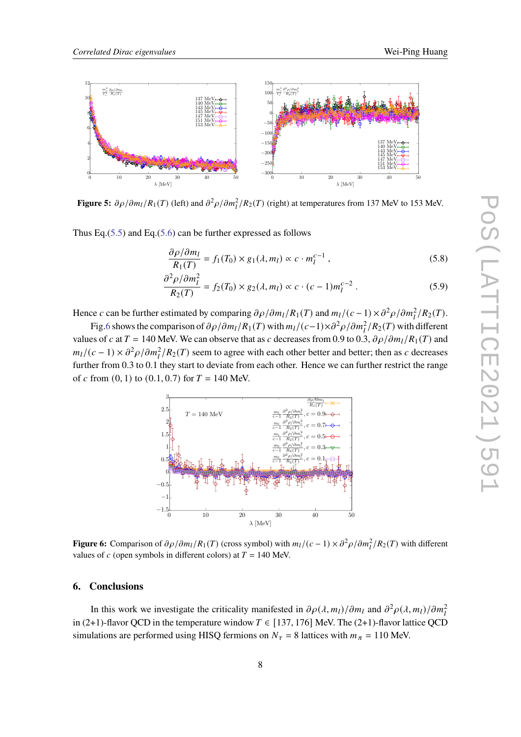**Figure 5:** $\partial\rho/\partial m_l/R_1(T)$ (left) and $\partial^2\rho/\partial m_l^2/R_2(T)$ (right) at temperatures from 137 MeV to 153 MeV.

Thus Eq.(5.5) and Eq.(5.6) can be further expressed as follows

$$\frac{\partial\rho/\partial m_l}{R_1(T)} = f_1(T_0) \times g_1(\lambda, m_l) \propto c \cdot m_l^{c-1} , \tag{5.8}$$

$$\frac{\partial^2\rho/\partial m_l^2}{R_2(T)} = f_2(T_0) \times g_2(\lambda, m_l) \propto c \cdot (c-1) m_l^{c-2} . \tag{5.9}$$

Hence $c$ can be further estimated by comparing $\partial\rho/\partial m_l/R_1(T)$ and $m_l/(c-1) \times \partial^2\rho/\partial m_l^2/R_2(T)$.

Fig.6 shows the comparison of $\partial\rho/\partial m_l/R_1(T)$ with $m_l/(c-1)\times\partial^2\rho/\partial m_l^2/R_2(T)$ with different values of $c$ at $T = 140$ MeV. We can observe that as $c$ decreases from 0.9 to 0.3, $\partial\rho/\partial m_l/R_1(T)$ and $m_l/(c-1) \times \partial^2\rho/\partial m_l^2/R_2(T)$ seem to agree with each other better and better; then as $c$ decreases further from 0.3 to 0.1 they start to deviate from each other. Hence we can further restrict the range of $c$ from $(0, 1)$ to $(0.1, 0.7)$ for $T = 140$ MeV.

**Figure 6:** Comparison of $\partial\rho/\partial m_l/R_1(T)$ (cross symbol) with $m_l/(c-1) \times \partial^2\rho/\partial m_l^2/R_2(T)$ with different values of $c$ (open symbols in different colors) at $T = 140$ MeV.

## 6. Conclusions

In this work we investigate the criticality manifested in $\partial\rho(\lambda, m_l)/\partial m_l$ and $\partial^2\rho(\lambda, m_l)/\partial m_l^2$ in (2+1)-flavor QCD in the temperature window $T \in [137, 176]$ MeV. The (2+1)-flavor lattice QCD simulations are performed using HISQ fermions on $N_\tau = 8$ lattices with $m_\pi = 110$ MeV.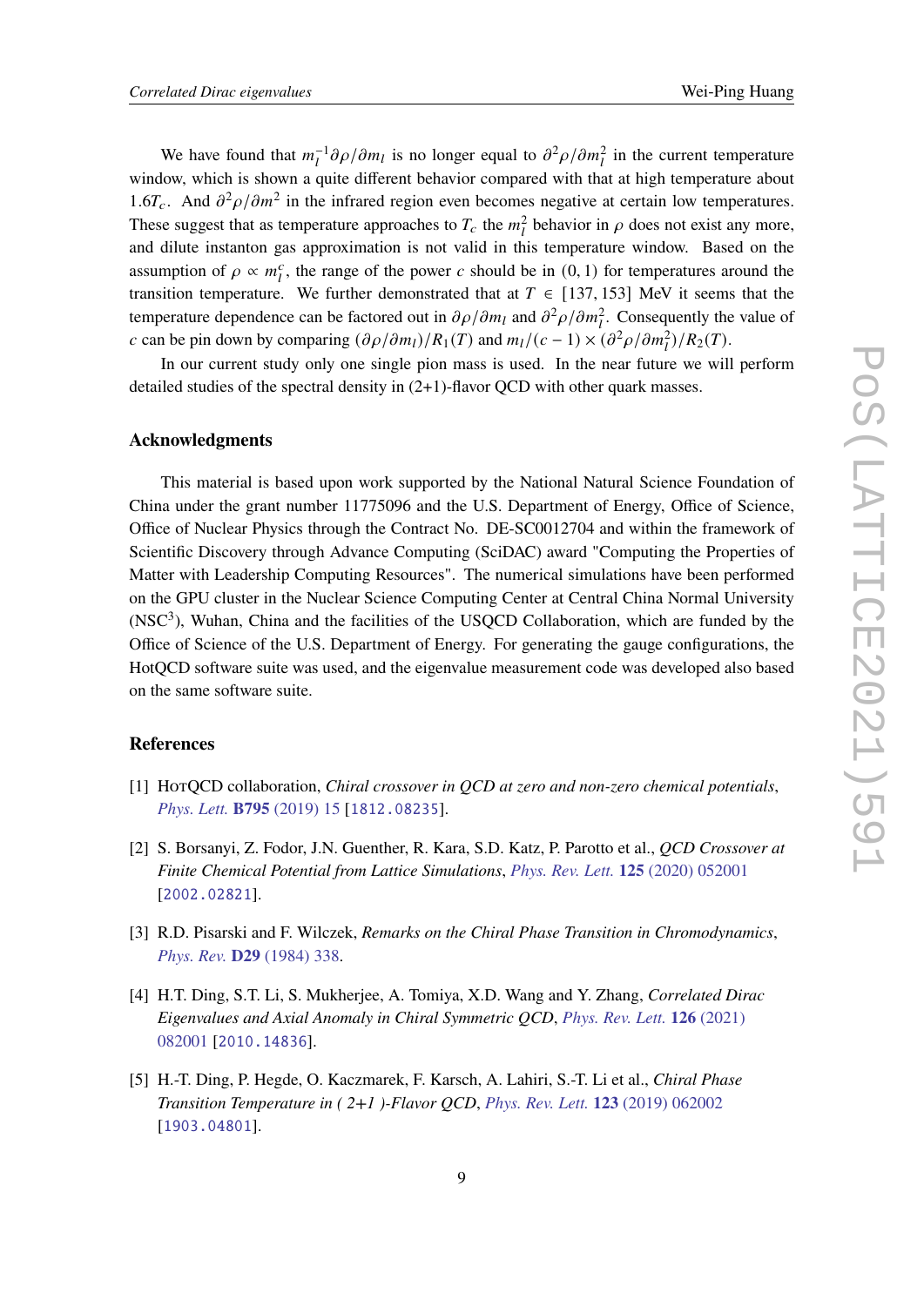We have found that $m_l^{-1}\partial\rho/\partial m_l$ is no longer equal to $\partial^2\rho/\partial m_l^2$ in the current temperature window, which is shown a quite different behavior compared with that at high temperature about $1.6T_c$. And $\partial^2\rho/\partial m^2$ in the infrared region even becomes negative at certain low temperatures. These suggest that as temperature approaches to $T_c$ the $m_l^2$ behavior in $\rho$ does not exist any more, and dilute instanton gas approximation is not valid in this temperature window. Based on the assumption of $\rho \propto m_l^c$, the range of the power $c$ should be in $(0, 1)$ for temperatures around the transition temperature. We further demonstrated that at $T \in [137, 153]$ MeV it seems that the temperature dependence can be factored out in $\partial\rho/\partial m_l$ and $\partial^2\rho/\partial m_l^2$. Consequently the value of $c$ can be pin down by comparing $(\partial\rho/\partial m_l)/R_1(T)$ and $m_l/(c-1) \times (\partial^2\rho/\partial m_l^2)/R_2(T)$.

In our current study only one single pion mass is used. In the near future we will perform detailed studies of the spectral density in (2+1)-flavor QCD with other quark masses.

## Acknowledgments

This material is based upon work supported by the National Natural Science Foundation of China under the grant number 11775096 and the U.S. Department of Energy, Office of Science, Office of Nuclear Physics through the Contract No. DE-SC0012704 and within the framework of Scientific Discovery through Advance Computing (SciDAC) award "Computing the Properties of Matter with Leadership Computing Resources". The numerical simulations have been performed on the GPU cluster in the Nuclear Science Computing Center at Central China Normal University ($NSC^3$), Wuhan, China and the facilities of the USQCD Collaboration, which are funded by the Office of Science of the U.S. Department of Energy. For generating the gauge configurations, the HotQCD software suite was used, and the eigenvalue measurement code was developed also based on the same software suite.

## References

[1] HotQCD collaboration, *Chiral crossover in QCD at zero and non-zero chemical potentials*, *Phys. Lett.* **B795** (2019) 15 [1812.08235].

[2] S. Borsanyi, Z. Fodor, J.N. Guenther, R. Kara, S.D. Katz, P. Parotto et al., *QCD Crossover at Finite Chemical Potential from Lattice Simulations*, *Phys. Rev. Lett.* **125** (2020) 052001 [2002.02821].

[3] R.D. Pisarski and F. Wilczek, *Remarks on the Chiral Phase Transition in Chromodynamics*, *Phys. Rev.* **D29** (1984) 338.

[4] H.T. Ding, S.T. Li, S. Mukherjee, A. Tomiya, X.D. Wang and Y. Zhang, *Correlated Dirac Eigenvalues and Axial Anomaly in Chiral Symmetric QCD*, *Phys. Rev. Lett.* **126** (2021) 082001 [2010.14836].

[5] H.-T. Ding, P. Hegde, O. Kaczmarek, F. Karsch, A. Lahiri, S.-T. Li et al., *Chiral Phase Transition Temperature in ( 2+1 )-Flavor QCD*, *Phys. Rev. Lett.* **123** (2019) 062002 [1903.04801].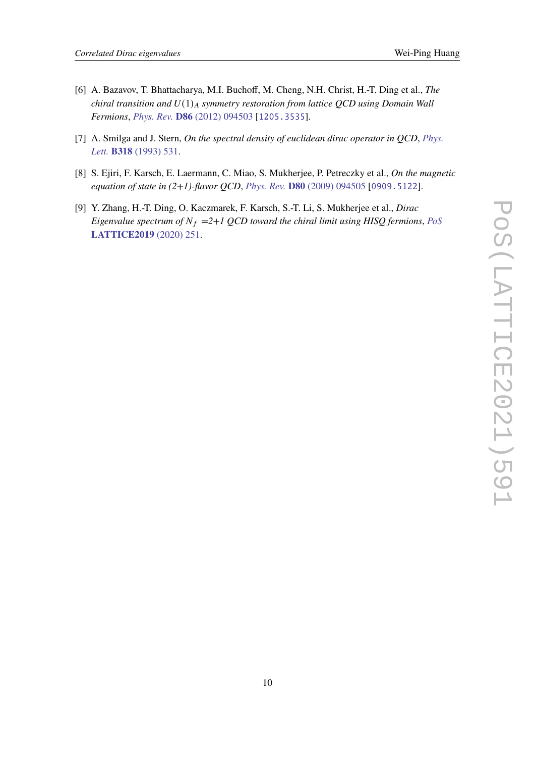[6] A. Bazavov, T. Bhattacharya, M.I. Buchoff, M. Cheng, N.H. Christ, H.-T. Ding et al., *The chiral transition and $U(1)_A$ symmetry restoration from lattice QCD using Domain Wall Fermions*, *Phys. Rev.* **D86** (2012) 094503 [1205.3535].

[7] A. Smilga and J. Stern, *On the spectral density of euclidean dirac operator in QCD*, *Phys. Lett.* **B318** (1993) 531.

[8] S. Ejiri, F. Karsch, E. Laermann, C. Miao, S. Mukherjee, P. Petreczky et al., *On the magnetic equation of state in (2+1)-flavor QCD*, *Phys. Rev.* **D80** (2009) 094505 [0909.5122].

[9] Y. Zhang, H.-T. Ding, O. Kaczmarek, F. Karsch, S.-T. Li, S. Mukherjee et al., *Dirac Eigenvalue spectrum of $N_f$ =2+1 QCD toward the chiral limit using HISQ fermions*, *PoS* **LATTICE2019** (2020) 251.